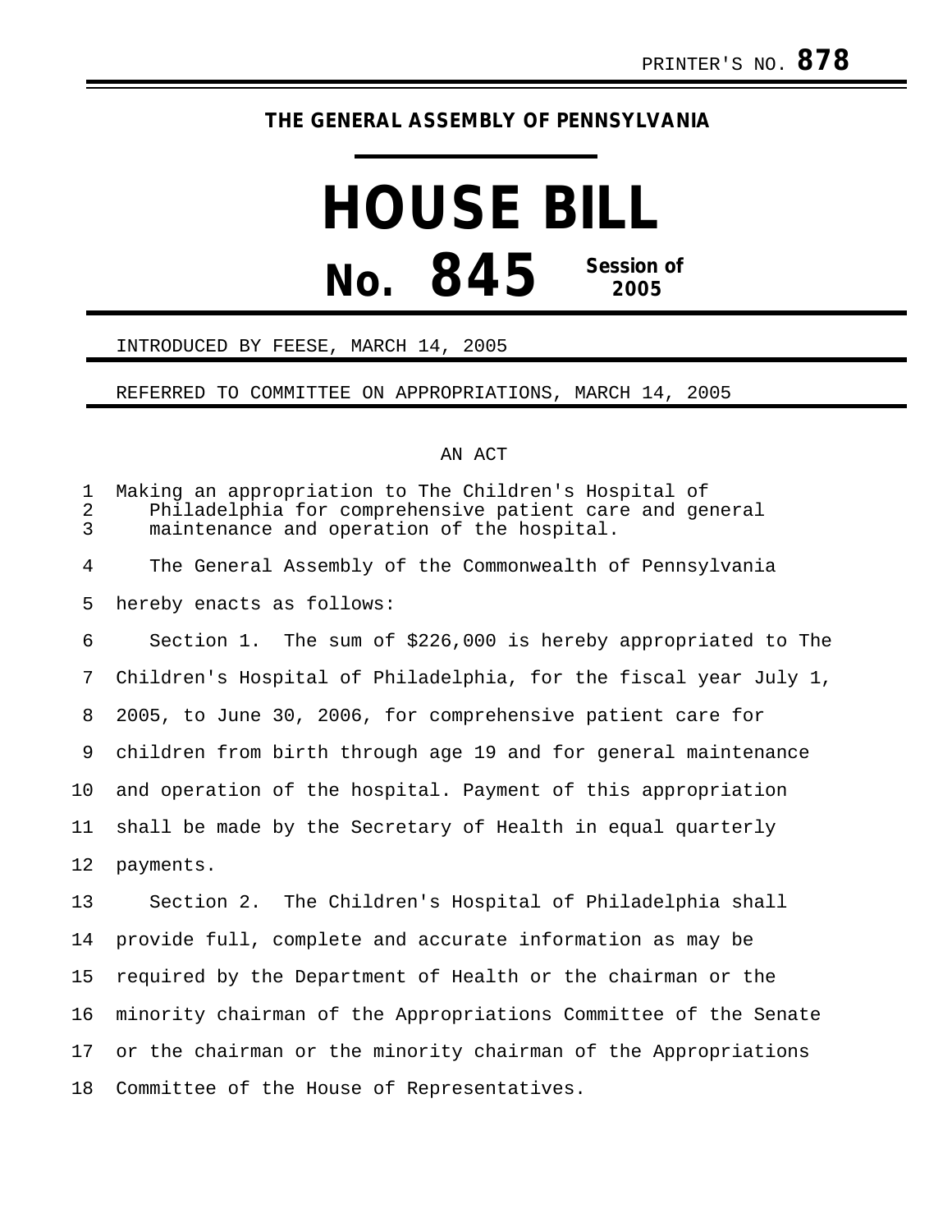PRINTER'S NO. **878**

**THE GENERAL ASSEMBLY OF PENNSYLVANIA**

# HOUSE BILL

# No. 845 Session of 2005

INTRODUCED BY FEESE, MARCH 14, 2005

REFERRED TO COMMITTEE ON APPROPRIATIONS, MARCH 14, 2005

AN ACT

Making an appropriation to The Children's Hospital of Philadelphia for comprehensive patient care and general maintenance and operation of the hospital.

The General Assembly of the Commonwealth of Pennsylvania hereby enacts as follows:

Section 1. The sum of $226,000 is hereby appropriated to The Children's Hospital of Philadelphia, for the fiscal year July 1, 2005, to June 30, 2006, for comprehensive patient care for children from birth through age 19 and for general maintenance and operation of the hospital. Payment of this appropriation shall be made by the Secretary of Health in equal quarterly payments.

Section 2. The Children's Hospital of Philadelphia shall provide full, complete and accurate information as may be required by the Department of Health or the chairman or the minority chairman of the Appropriations Committee of the Senate or the chairman or the minority chairman of the Appropriations Committee of the House of Representatives.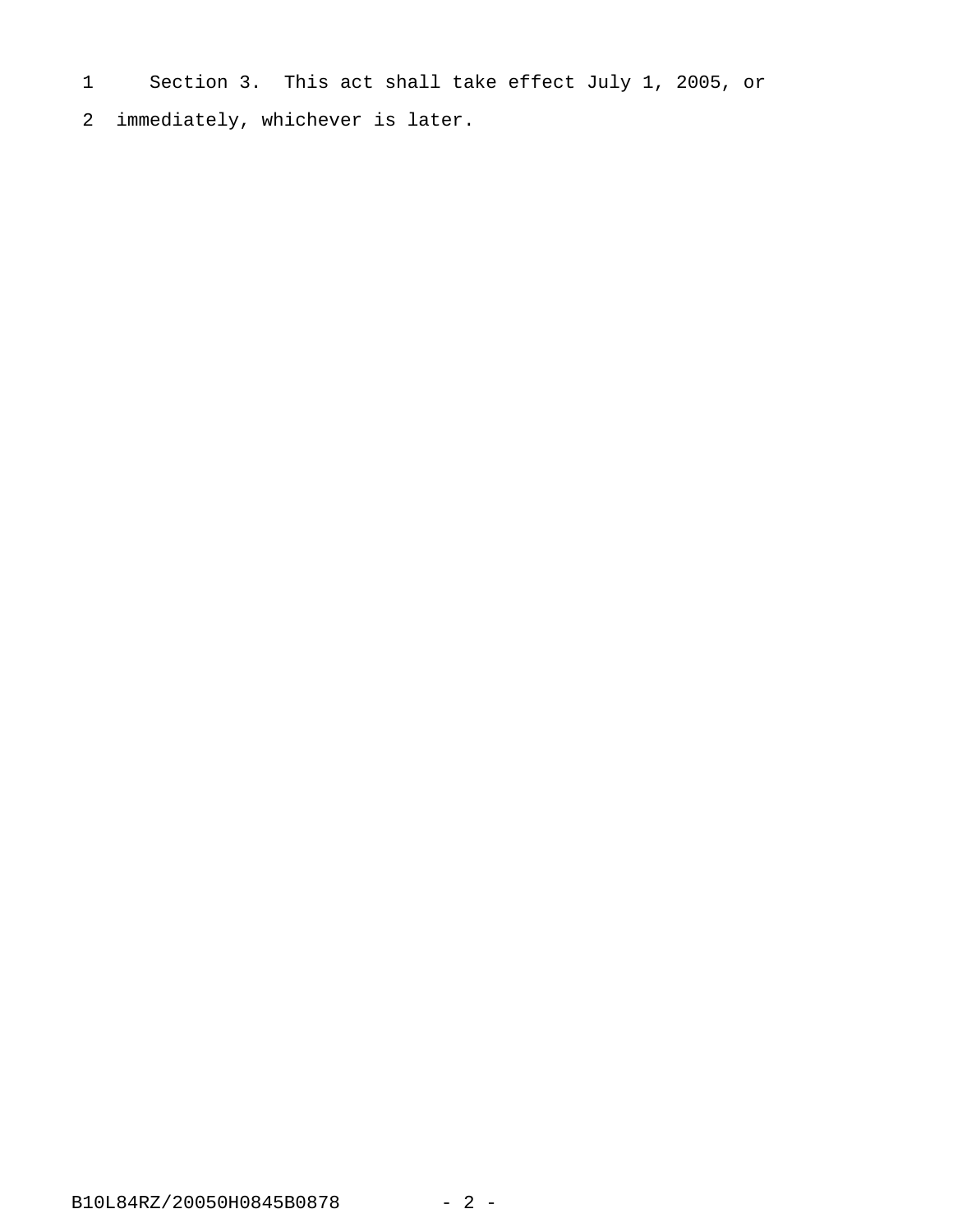Section 3. This act shall take effect July 1, 2005, or immediately, whichever is later.